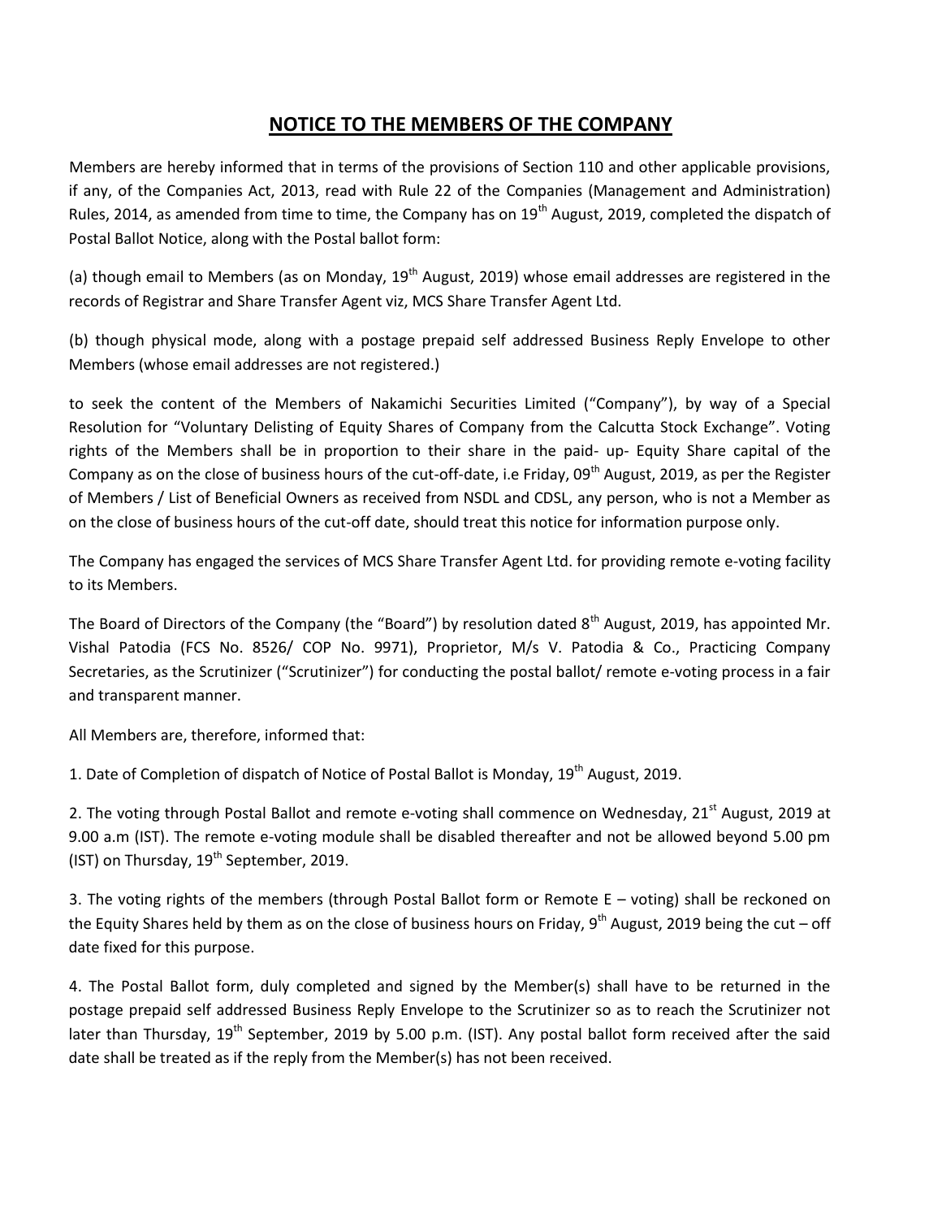# NOTICE TO THE MEMBERS OF THE COMPANY

Members are hereby informed that in terms of the provisions of Section 110 and other applicable provisions, if any, of the Companies Act, 2013, read with Rule 22 of the Companies (Management and Administration) Rules, 2014, as amended from time to time, the Company has on 19th August, 2019, completed the dispatch of Postal Ballot Notice, along with the Postal ballot form:

(a) though email to Members (as on Monday, 19th August, 2019) whose email addresses are registered in the records of Registrar and Share Transfer Agent viz, MCS Share Transfer Agent Ltd.

(b) though physical mode, along with a postage prepaid self addressed Business Reply Envelope to other Members (whose email addresses are not registered.)

to seek the content of the Members of Nakamichi Securities Limited ("Company"), by way of a Special Resolution for "Voluntary Delisting of Equity Shares of Company from the Calcutta Stock Exchange". Voting rights of the Members shall be in proportion to their share in the paid- up- Equity Share capital of the Company as on the close of business hours of the cut-off-date, i.e Friday, 09th August, 2019, as per the Register of Members / List of Beneficial Owners as received from NSDL and CDSL, any person, who is not a Member as on the close of business hours of the cut-off date, should treat this notice for information purpose only.

The Company has engaged the services of MCS Share Transfer Agent Ltd. for providing remote e-voting facility to its Members.

The Board of Directors of the Company (the "Board") by resolution dated 8th August, 2019, has appointed Mr. Vishal Patodia (FCS No. 8526/ COP No. 9971), Proprietor, M/s V. Patodia & Co., Practicing Company Secretaries, as the Scrutinizer ("Scrutinizer") for conducting the postal ballot/ remote e-voting process in a fair and transparent manner.

All Members are, therefore, informed that:

1. Date of Completion of dispatch of Notice of Postal Ballot is Monday, 19th August, 2019.

2. The voting through Postal Ballot and remote e-voting shall commence on Wednesday, 21st August, 2019 at 9.00 a.m (IST). The remote e-voting module shall be disabled thereafter and not be allowed beyond 5.00 pm (IST) on Thursday, 19th September, 2019.

3. The voting rights of the members (through Postal Ballot form or Remote E – voting) shall be reckoned on the Equity Shares held by them as on the close of business hours on Friday, 9th August, 2019 being the cut – off date fixed for this purpose.

4. The Postal Ballot form, duly completed and signed by the Member(s) shall have to be returned in the postage prepaid self addressed Business Reply Envelope to the Scrutinizer so as to reach the Scrutinizer not later than Thursday, 19th September, 2019 by 5.00 p.m. (IST). Any postal ballot form received after the said date shall be treated as if the reply from the Member(s) has not been received.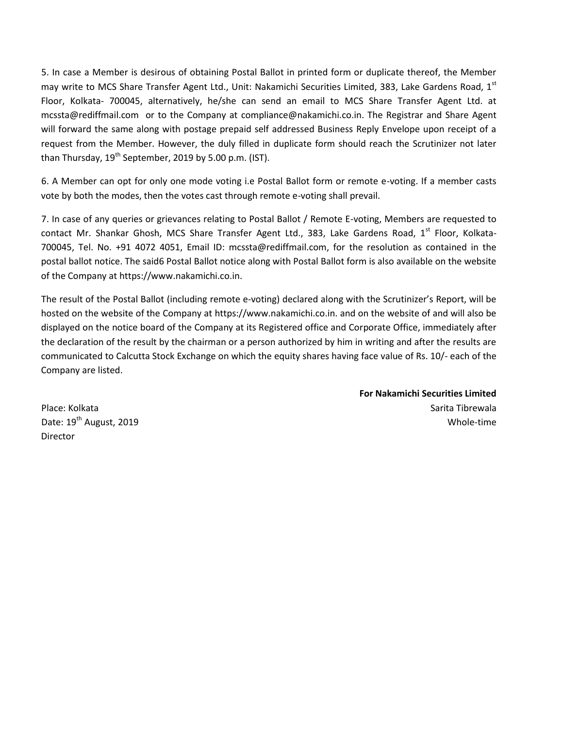5. In case a Member is desirous of obtaining Postal Ballot in printed form or duplicate thereof, the Member may write to MCS Share Transfer Agent Ltd., Unit: Nakamichi Securities Limited, 383, Lake Gardens Road, 1st Floor, Kolkata- 700045, alternatively, he/she can send an email to MCS Share Transfer Agent Ltd. at mcssta@rediffmail.com or to the Company at compliance@nakamichi.co.in. The Registrar and Share Agent will forward the same along with postage prepaid self addressed Business Reply Envelope upon receipt of a request from the Member. However, the duly filled in duplicate form should reach the Scrutinizer not later than Thursday, 19th September, 2019 by 5.00 p.m. (IST).

6. A Member can opt for only one mode voting i.e Postal Ballot form or remote e-voting. If a member casts vote by both the modes, then the votes cast through remote e-voting shall prevail.

7. In case of any queries or grievances relating to Postal Ballot / Remote E-voting, Members are requested to contact Mr. Shankar Ghosh, MCS Share Transfer Agent Ltd., 383, Lake Gardens Road, 1st Floor, Kolkata- 700045, Tel. No. +91 4072 4051, Email ID: mcssta@rediffmail.com, for the resolution as contained in the postal ballot notice. The said6 Postal Ballot notice along with Postal Ballot form is also available on the website of the Company at https://www.nakamichi.co.in.

The result of the Postal Ballot (including remote e-voting) declared along with the Scrutinizer's Report, will be hosted on the website of the Company at https://www.nakamichi.co.in. and on the website of and will also be displayed on the notice board of the Company at its Registered office and Corporate Office, immediately after the declaration of the result by the chairman or a person authorized by him in writing and after the results are communicated to Calcutta Stock Exchange on which the equity shares having face value of Rs. 10/- each of the Company are listed.

**For Nakamichi Securities Limited**

Place: Kolkata

Date: 19th August, 2019

Sarita Tibrewala

Whole-time Director